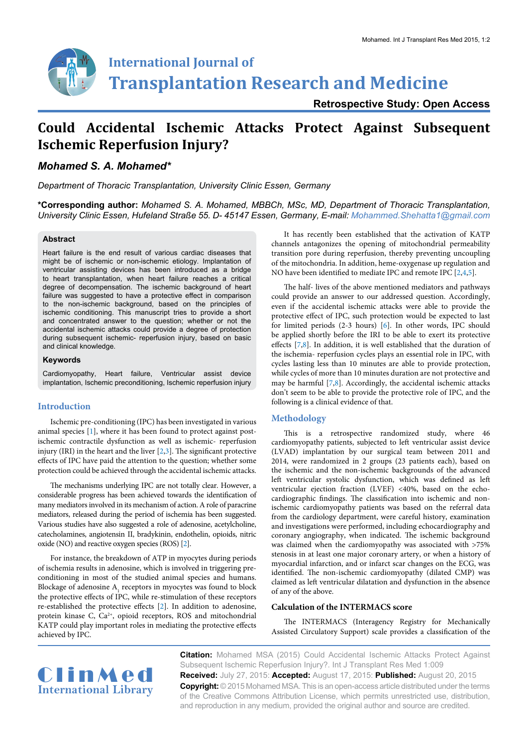# International Journal of Transplantation Research and Medicine

**Retrospective Study: Open Access**

# Could Accidental Ischemic Attacks Protect Against Subsequent Ischemic Reperfusion Injury?

***Mohamed S. A. Mohamed****

*Department of Thoracic Transplantation, University Clinic Essen, Germany*

**\*Corresponding author:** *Mohamed S. A. Mohamed, MBBCh, MSc, MD, Department of Thoracic Transplantation, University Clinic Essen, Hufeland Straße 55. D- 45147 Essen, Germany, E-mail: Mohammed.Shehatta1@gmail.com*

### Abstract

Heart failure is the end result of various cardiac diseases that might be of ischemic or non-ischemic etiology. Implantation of ventricular assisting devices has been introduced as a bridge to heart transplantation, when heart failure reaches a critical degree of decompensation. The ischemic background of heart failure was suggested to have a protective effect in comparison to the non-ischemic background, based on the principles of ischemic conditioning. This manuscript tries to provide a short and concentrated answer to the question; whether or not the accidental ischemic attacks could provide a degree of protection during subsequent ischemic- reperfusion injury, based on basic and clinical knowledge.

### Keywords

Cardiomyopathy, Heart failure, Ventricular assist device implantation, Ischemic preconditioning, Ischemic reperfusion injury

## Introduction

Ischemic pre-conditioning (IPC) has been investigated in various animal species [1], where it has been found to protect against post-ischemic contractile dysfunction as well as ischemic- reperfusion injury (IRI) in the heart and the liver [2,3]. The significant protective effects of IPC have paid the attention to the question; whether some protection could be achieved through the accidental ischemic attacks.

The mechanisms underlying IPC are not totally clear. However, a considerable progress has been achieved towards the identification of many mediators involved in its mechanism of action. A role of paracrine mediators, released during the period of ischemia has been suggested. Various studies have also suggested a role of adenosine, acetylcholine, catecholamines, angiotensin II, bradykinin, endothelin, opioids, nitric oxide (NO) and reactive oxygen species (ROS) [2].

For instance, the breakdown of ATP in myocytes during periods of ischemia results in adenosine, which is involved in triggering pre-conditioning in most of the studied animal species and humans. Blockage of adenosine $A_1$ receptors in myocytes was found to block the protective effects of IPC, while re-stimulation of these receptors re-established the protective effects [2]. In addition to adenosine, protein kinase C, $Ca^{2+}$, opioid receptors, ROS and mitochondrial KATP could play important roles in mediating the protective effects achieved by IPC.

It has recently been established that the activation of KATP channels antagonizes the opening of mitochondrial permeability transition pore during reperfusion, thereby preventing uncoupling of the mitochondria. In addition, heme-oxygenase up regulation and NO have been identified to mediate IPC and remote IPC [2,4,5].

The half- lives of the above mentioned mediators and pathways could provide an answer to our addressed question. Accordingly, even if the accidental ischemic attacks were able to provide the protective effect of IPC, such protection would be expected to last for limited periods (2-3 hours) [6]. In other words, IPC should be applied shortly before the IRI to be able to exert its protective effects [7,8]. In addition, it is well established that the duration of the ischemia- reperfusion cycles plays an essential role in IPC, with cycles lasting less than 10 minutes are able to provide protection, while cycles of more than 10 minutes duration are not protective and may be harmful [7,8]. Accordingly, the accidental ischemic attacks don't seem to be able to provide the protective role of IPC, and the following is a clinical evidence of that.

## Methodology

This is a retrospective randomized study, where 46 cardiomyopathy patients, subjected to left ventricular assist device (LVAD) implantation by our surgical team between 2011 and 2014, were randomized in 2 groups (23 patients each), based on the ischemic and the non-ischemic backgrounds of the advanced left ventricular systolic dysfunction, which was defined as left ventricular ejection fraction (LVEF) <40%, based on the echo-cardiographic findings. The classification into ischemic and non-ischemic cardiomyopathy patients was based on the referral data from the cardiology department, were careful history, examination and investigations were performed, including echocardiography and coronary angiography, when indicated. The ischemic background was claimed when the cardiomyopathy was associated with >75% stenosis in at least one major coronary artery, or when a history of myocardial infarction, and or infarct scar changes on the ECG, was identified. The non-ischemic cardiomyopathy (dilated CMP) was claimed as left ventricular dilatation and dysfunction in the absence of any of the above.

### Calculation of the INTERMACS score

The INTERMACS (Interagency Registry for Mechanically Assisted Circulatory Support) scale provides a classification of the

**Citation:** Mohamed MSA (2015) Could Accidental Ischemic Attacks Protect Against Subsequent Ischemic Reperfusion Injury?. Int J Transplant Res Med 1:009

**Received:** July 27, 2015: **Accepted:** August 17, 2015: **Published:** August 20, 2015

**Copyright:** © 2015 Mohamed MSA. This is an open-access article distributed under the terms of the Creative Commons Attribution License, which permits unrestricted use, distribution, and reproduction in any medium, provided the original author and source are credited.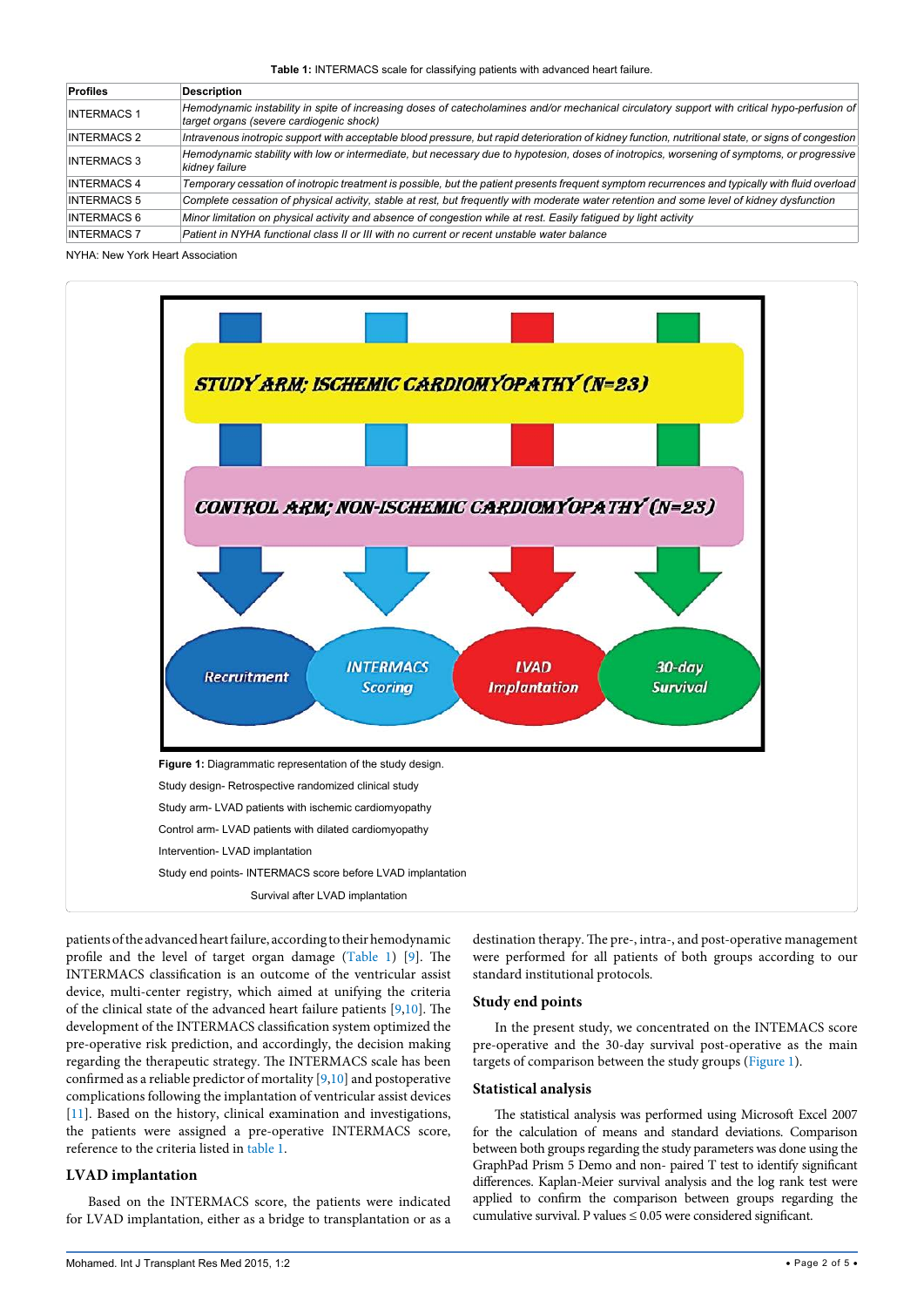**Table 1:** INTERMACS scale for classifying patients with advanced heart failure.

| Profiles | Description |
|---|---|
| INTERMACS 1 | *Hemodynamic instability in spite of increasing doses of catecholamines and/or mechanical circulatory support with critical hypo-perfusion of target organs (severe cardiogenic shock)* |
| INTERMACS 2 | *Intravenous inotropic support with acceptable blood pressure, but rapid deterioration of kidney function, nutritional state, or signs of congestion* |
| INTERMACS 3 | *Hemodynamic stability with low or intermediate, but necessary due to hypotesion, doses of inotropics, worsening of symptoms, or progressive kidney failure* |
| INTERMACS 4 | *Temporary cessation of inotropic treatment is possible, but the patient presents frequent symptom recurrences and typically with fluid overload* |
| INTERMACS 5 | *Complete cessation of physical activity, stable at rest, but frequently with moderate water retention and some level of kidney dysfunction* |
| INTERMACS 6 | *Minor limitation on physical activity and absence of congestion while at rest. Easily fatigued by light activity* |
| INTERMACS 7 | *Patient in NYHA functional class II or III with no current or recent unstable water balance* |

NYHA: New York Heart Association

STUDY ARM: ISCHEMIC CARDIOMYOPATHY (N=23)

CONTROL ARM: NON-ISCHEMIC CARDIOMYOPATHY (N=23)

Recruitment → INTERMACS Scoring → LVAD Implantation → 30-day Survival

**Figure 1:** Diagrammatic representation of the study design.

Study design- Retrospective randomized clinical study

Study arm- LVAD patients with ischemic cardiomyopathy

Control arm- LVAD patients with dilated cardiomyopathy

Intervention- LVAD implantation

Study end points- INTERMACS score before LVAD implantation

Survival after LVAD implantation

patients of the advanced heart failure, according to their hemodynamic profile and the level of target organ damage (Table 1) [9]. The INTERMACS classification is an outcome of the ventricular assist device, multi-center registry, which aimed at unifying the criteria of the clinical state of the advanced heart failure patients [9,10]. The development of the INTERMACS classification system optimized the pre-operative risk prediction, and accordingly, the decision making regarding the therapeutic strategy. The INTERMACS scale has been confirmed as a reliable predictor of mortality [9,10] and postoperative complications following the implantation of ventricular assist devices [11]. Based on the history, clinical examination and investigations, the patients were assigned a pre-operative INTERMACS score, reference to the criteria listed in table 1.

## LVAD implantation

Based on the INTERMACS score, the patients were indicated for LVAD implantation, either as a bridge to transplantation or as a destination therapy. The pre-, intra-, and post-operative management were performed for all patients of both groups according to our standard institutional protocols.

## Study end points

In the present study, we concentrated on the INTEMACS score pre-operative and the 30-day survival post-operative as the main targets of comparison between the study groups (Figure 1).

## Statistical analysis

The statistical analysis was performed using Microsoft Excel 2007 for the calculation of means and standard deviations. Comparison between both groups regarding the study parameters was done using the GraphPad Prism 5 Demo and non- paired T test to identify significant differences. Kaplan-Meier survival analysis and the log rank test were applied to confirm the comparison between groups regarding the cumulative survival. P values $\leq 0.05$ were considered significant.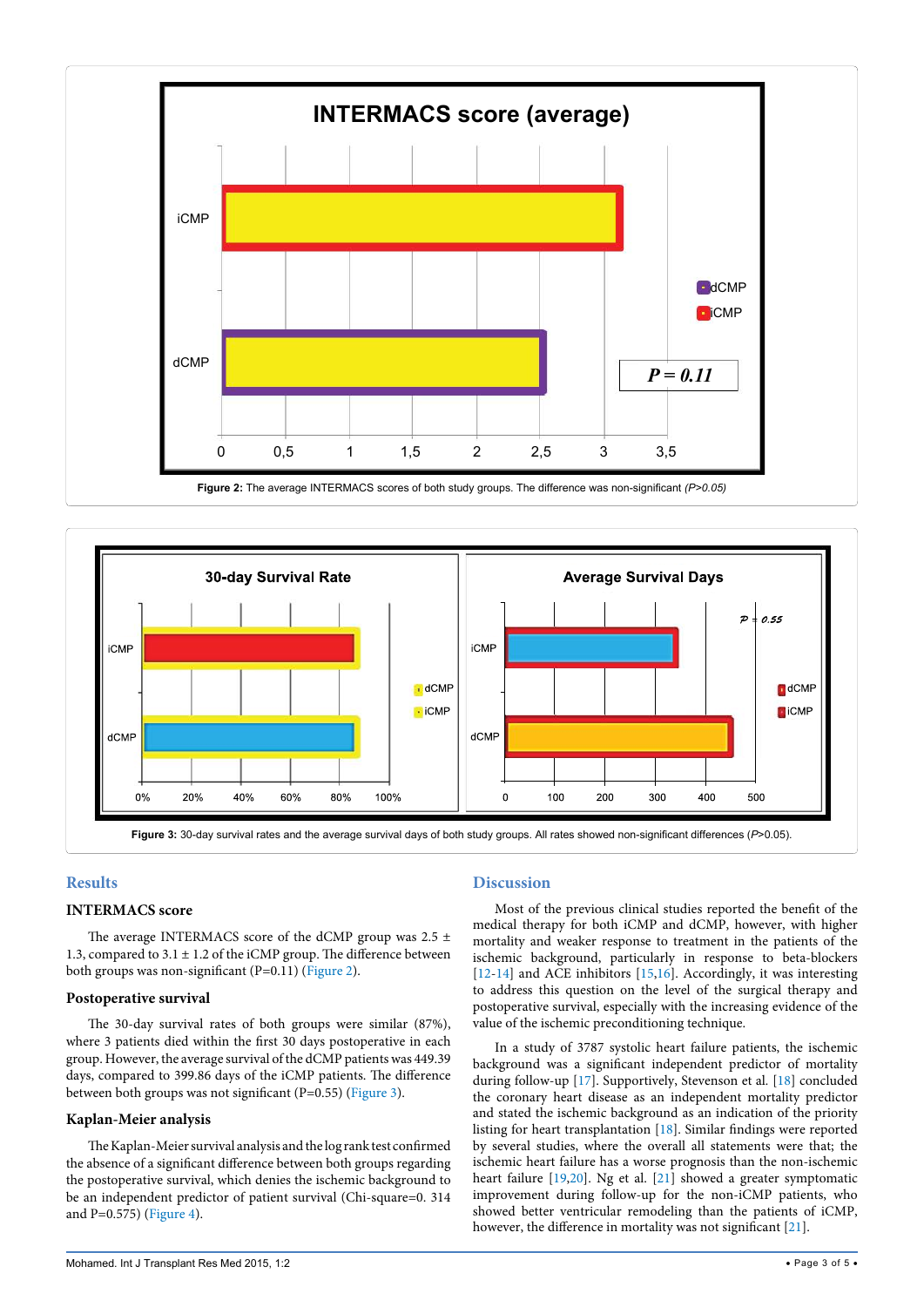Figure 2: The average INTERMACS scores of both study groups. The difference was non-significant *(P>0.05)*

Figure 3: 30-day survival rates and the average survival days of both study groups. All rates showed non-significant differences (*P*>0.05).

## Results

### INTERMACS score

The average INTERMACS score of the dCMP group was 2.5 ± 1.3, compared to 3.1 ± 1.2 of the iCMP group. The difference between both groups was non-significant (P=0.11) (Figure 2).

### Postoperative survival

The 30-day survival rates of both groups were similar (87%), where 3 patients died within the first 30 days postoperative in each group. However, the average survival of the dCMP patients was 449.39 days, compared to 399.86 days of the iCMP group. The difference between both groups was not significant (P=0.55) (Figure 3).

### Kaplan-Meier analysis

The Kaplan-Meier survival analysis and the log rank test confirmed the absence of a significant difference between both groups regarding the postoperative survival, which denies the ischemic background to be an independent predictor of patient survival (Chi-square=0. 314 and P=0.575) (Figure 4).

## Discussion

Most of the previous clinical studies reported the benefit of the medical therapy for both iCMP and dCMP, however, with higher mortality and weaker response to treatment in the patients of the ischemic background, particularly in response to beta-blockers [12-14] and ACE inhibitors [15,16]. Accordingly, it was interesting to address this question on the level of the surgical therapy and postoperative survival, especially with the increasing evidence of the value of the ischemic preconditioning technique.

In a study of 3787 systolic heart failure patients, the ischemic background was a significant independent predictor of mortality during follow-up [17]. Supportively, Stevenson et al. [18] concluded the coronary heart disease as an independent mortality predictor and stated the ischemic background as an indication of the priority listing for heart transplantation [18]. Similar findings were reported by several studies, where the overall all statements were that; the ischemic heart failure has a worse prognosis than the non-ischemic heart failure [19,20]. Ng et al. [21] showed a greater symptomatic improvement during follow-up for the non-iCMP patients, who showed better ventricular remodeling than the patients of iCMP, however, the difference in mortality was not significant [21].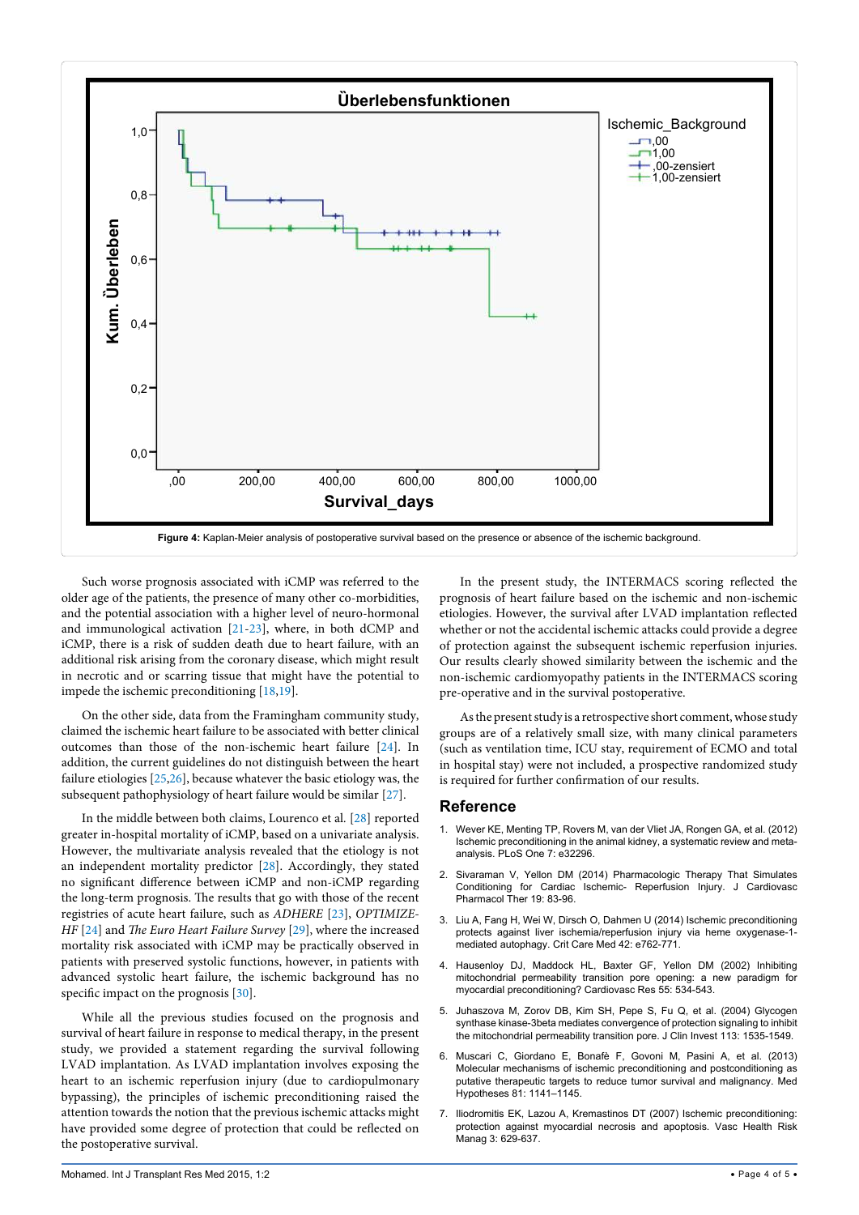Figure 4: Kaplan-Meier analysis of postoperative survival based on the presence or absence of the ischemic background.

Such worse prognosis associated with iCMP was referred to the older age of the patients, the presence of many other co-morbidities, and the potential association with a higher level of neuro-hormonal and immunological activation [21-23], where, in both dCMP and iCMP, there is a risk of sudden death due to heart failure, with an additional risk arising from the coronary disease, which might result in necrotic or scarring tissue that might have the potential to impede the ischemic preconditioning [18,19].

On the other side, data from the Framingham community study, claimed the ischemic heart failure to be associated with better clinical outcomes than those of the non-ischemic heart failure [24]. In addition, the current guidelines do not distinguish between the heart failure etiologies [25,26], because whatever the basic etiology was, the subsequent pathophysiology of heart failure would be similar [27].

In the middle between both claims, Lourenco et al. [28] reported greater in-hospital mortality of iCMP, based on a univariate analysis. However, the multivariate analysis revealed that the etiology is not an independent mortality predictor [28]. Accordingly, they stated no significant difference between iCMP and non-iCMP regarding the long-term prognosis. The results that go with those of the recent registries of acute heart failure, such as *ADHERE* [23], *OPTIMIZE-HF* [24] and *The Euro Heart Failure Survey* [29], where the increased mortality risk associated with iCMP may be practically observed in patients with preserved systolic functions, however, in patients with advanced systolic heart failure, the ischemic background has no specific impact on the prognosis [30].

While all the previous studies focused on the prognosis and survival of heart failure in response to medical therapy, in the present study, we provided a statement regarding the survival following LVAD implantation. As LVAD implantation involves exposing the heart to an ischemic reperfusion injury (due to cardiopulmonary bypassing), the principles of ischemic preconditioning raised the attention towards the notion that the previous ischemic attacks might have provided some degree of protection that could be reflected on the postoperative survival.

In the present study, the INTERMACS scoring reflected the prognosis of heart failure based on the ischemic and non-ischemic etiologies. However, the survival after LVAD implantation reflected whether or not the accidental ischemic attacks could provide a degree of protection against the subsequent ischemic reperfusion injuries. Our results clearly showed similarity between the ischemic and the non-ischemic cardiomyopathy patients in the INTERMACS scoring pre-operative and in the survival postoperative.

As the present study is a retrospective short comment, whose study groups are of a relatively small size, with many clinical parameters (such as ventilation time, ICU stay, requirement of ECMO and total in hospital stay) were not included, a prospective randomized study is required for further confirmation of our results.

## Reference

1. Wever KE, Menting TP, Rovers M, van der Vliet JA, Rongen GA, et al. (2012) Ischemic preconditioning in the animal kidney, a systematic review and meta-analysis. PLoS One 7: e32296.
2. Sivaraman V, Yellon DM (2014) Pharmacologic Therapy That Simulates Conditioning for Cardiac Ischemic- Reperfusion Injury. J Cardiovasc Pharmacol Ther 19: 83-96.
3. Liu A, Fang H, Wei W, Dirsch O, Dahmen U (2014) Ischemic preconditioning protects against liver ischemia/reperfusion injury via heme oxygenase-1-mediated autophagy. Crit Care Med 42: e762-771.
4. Hausenloy DJ, Maddock HL, Baxter GF, Yellon DM (2002) Inhibiting mitochondrial permeability transition pore opening: a new paradigm for myocardial preconditioning? Cardiovasc Res 55: 534-543.
5. Juhaszova M, Zorov DB, Kim SH, Pepe S, Fu Q, et al. (2004) Glycogen synthase kinase-3beta mediates convergence of protection signaling to inhibit the mitochondrial permeability transition pore. J Clin Invest 113: 1535-1549.
6. Muscari C, Giordano E, Bonafè F, Govoni M, Pasini A, et al. (2013) Molecular mechanisms of ischemic preconditioning and postconditioning as putative therapeutic targets to reduce tumor survival and malignancy. Med Hypotheses 81: 1141–1145.
7. Iliodromitis EK, Lazou A, Kremastinos DT (2007) Ischemic preconditioning: protection against myocardial necrosis and apoptosis. Vasc Health Risk Manag 3: 629-637.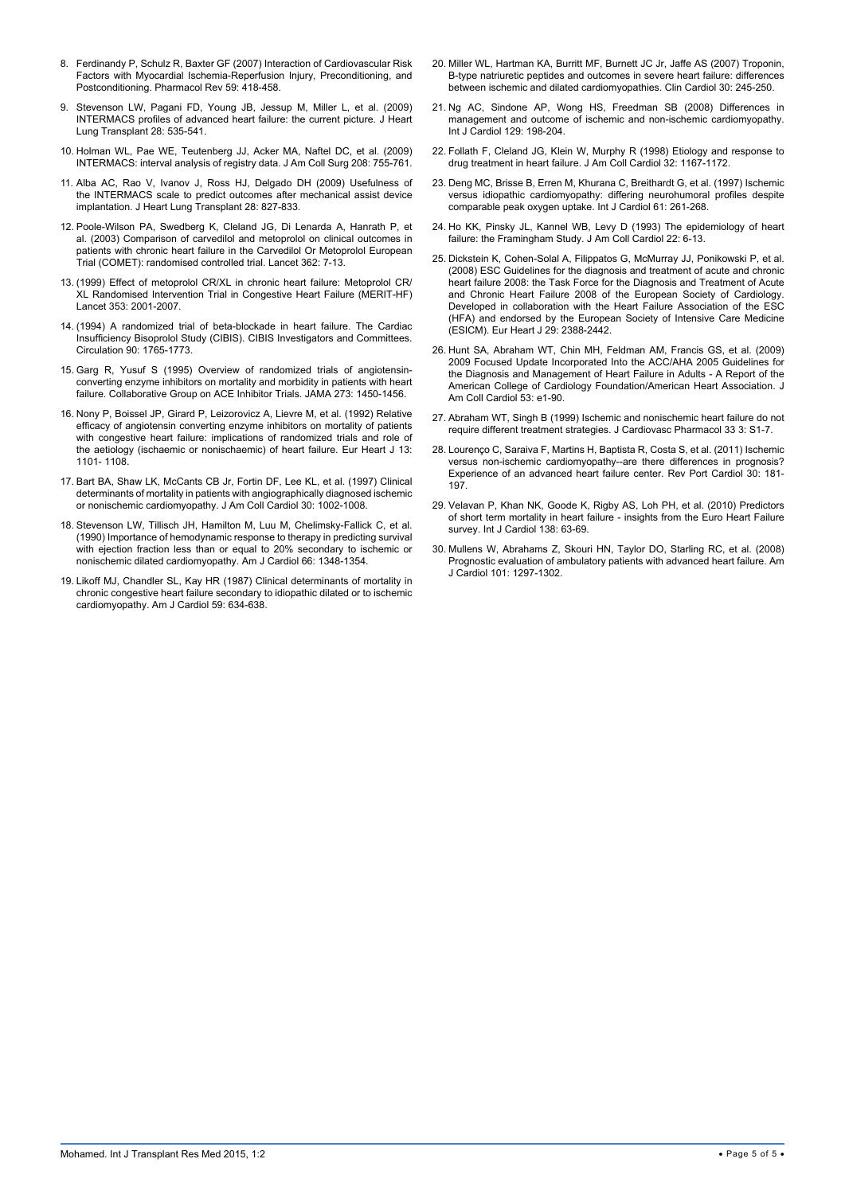8. Ferdinandy P, Schulz R, Baxter GF (2007) Interaction of Cardiovascular Risk Factors with Myocardial Ischemia-Reperfusion Injury, Preconditioning, and Postconditioning. Pharmacol Rev 59: 418-458.

9. Stevenson LW, Pagani FD, Young JB, Jessup M, Miller L, et al. (2009) INTERMACS profiles of advanced heart failure: the current picture. J Heart Lung Transplant 28: 535-541.

10. Holman WL, Pae WE, Teutenberg JJ, Acker MA, Naftel DC, et al. (2009) INTERMACS: interval analysis of registry data. J Am Coll Surg 208: 755-761.

11. Alba AC, Rao V, Ivanov J, Ross HJ, Delgado DH (2009) Usefulness of the INTERMACS scale to predict outcomes after mechanical assist device implantation. J Heart Lung Transplant 28: 827-833.

12. Poole-Wilson PA, Swedberg K, Cleland JG, Di Lenarda A, Hanrath P, et al. (2003) Comparison of carvedilol and metoprolol on clinical outcomes in patients with chronic heart failure in the Carvedilol Or Metoprolol European Trial (COMET): randomised controlled trial. Lancet 362: 7-13.

13. (1999) Effect of metoprolol CR/XL in chronic heart failure: Metoprolol CR/XL Randomised Intervention Trial in Congestive Heart Failure (MERIT-HF) Lancet 353: 2001-2007.

14. (1994) A randomized trial of beta-blockade in heart failure. The Cardiac Insufficiency Bisoprolol Study (CIBIS). CIBIS Investigators and Committees. Circulation 90: 1765-1773.

15. Garg R, Yusuf S (1995) Overview of randomized trials of angiotensin-converting enzyme inhibitors on mortality and morbidity in patients with heart failure. Collaborative Group on ACE Inhibitor Trials. JAMA 273: 1450-1456.

16. Nony P, Boissel JP, Girard P, Leizorovicz A, Lievre M, et al. (1992) Relative efficacy of angiotensin converting enzyme inhibitors on mortality of patients with congestive heart failure: implications of randomized trials and role of the aetiology (ischaemic or nonischaemic) of heart failure. Eur Heart J 13: 1101- 1108.

17. Bart BA, Shaw LK, McCants CB Jr, Fortin DF, Lee KL, et al. (1997) Clinical determinants of mortality in patients with angiographically diagnosed ischemic or nonischemic cardiomyopathy. J Am Coll Cardiol 30: 1002-1008.

18. Stevenson LW, Tillisch JH, Hamilton M, Luu M, Chelimsky-Fallick C, et al. (1990) Importance of hemodynamic response to therapy in predicting survival with ejection fraction less than or equal to 20% secondary to ischemic or nonischemic dilated cardiomyopathy. Am J Cardiol 66: 1348-1354.

19. Likoff MJ, Chandler SL, Kay HR (1987) Clinical determinants of mortality in chronic congestive heart failure secondary to idiopathic dilated or to ischemic cardiomyopathy. Am J Cardiol 59: 634-638.

20. Miller WL, Hartman KA, Burritt MF, Burnett JC Jr, Jaffe AS (2007) Troponin, B-type natriuretic peptides and outcomes in severe heart failure: differences between ischemic and dilated cardiomyopathies. Clin Cardiol 30: 245-250.

21. Ng AC, Sindone AP, Wong HS, Freedman SB (2008) Differences in management and outcome of ischemic and non-ischemic cardiomyopathy. Int J Cardiol 129: 198-204.

22. Follath F, Cleland JG, Klein W, Murphy R (1998) Etiology and response to drug treatment in heart failure. J Am Coll Cardiol 32: 1167-1172.

23. Deng MC, Brisse B, Erren M, Khurana C, Breithardt G, et al. (1997) Ischemic versus idiopathic cardiomyopathy: differing neurohumoral profiles despite comparable peak oxygen uptake. Int J Cardiol 61: 261-268.

24. Ho KK, Pinsky JL, Kannel WB, Levy D (1993) The epidemiology of heart failure: the Framingham Study. J Am Coll Cardiol 22: 6-13.

25. Dickstein K, Cohen-Solal A, Filippatos G, McMurray JJ, Ponikowski P, et al. (2008) ESC Guidelines for the diagnosis and treatment of acute and chronic heart failure 2008: the Task Force for the Diagnosis and Treatment of Acute and Chronic Heart Failure 2008 of the European Society of Cardiology. Developed in collaboration with the Heart Failure Association of the ESC (HFA) and endorsed by the European Society of Intensive Care Medicine (ESICM). Eur Heart J 29: 2388-2442.

26. Hunt SA, Abraham WT, Chin MH, Feldman AM, Francis GS, et al. (2009) 2009 Focused Update Incorporated Into the ACC/AHA 2005 Guidelines for the Diagnosis and Management of Heart Failure in Adults - A Report of the American College of Cardiology Foundation/American Heart Association. J Am Coll Cardiol 53: e1-90.

27. Abraham WT, Singh B (1999) Ischemic and nonischemic heart failure do not require different treatment strategies. J Cardiovasc Pharmacol 33 3: S1-7.

28. Lourenço C, Saraiva F, Martins H, Baptista R, Costa S, et al. (2011) Ischemic versus non-ischemic cardiomyopathy--are there differences in prognosis? Experience of an advanced heart failure center. Rev Port Cardiol 30: 181-197.

29. Velavan P, Khan NK, Goode K, Rigby AS, Loh PH, et al. (2010) Predictors of short term mortality in heart failure - insights from the Euro Heart Failure survey. Int J Cardiol 138: 63-69.

30. Mullens W, Abrahams Z, Skouri HN, Taylor DO, Starling RC, et al. (2008) Prognostic evaluation of ambulatory patients with advanced heart failure. Am J Cardiol 101: 1297-1302.